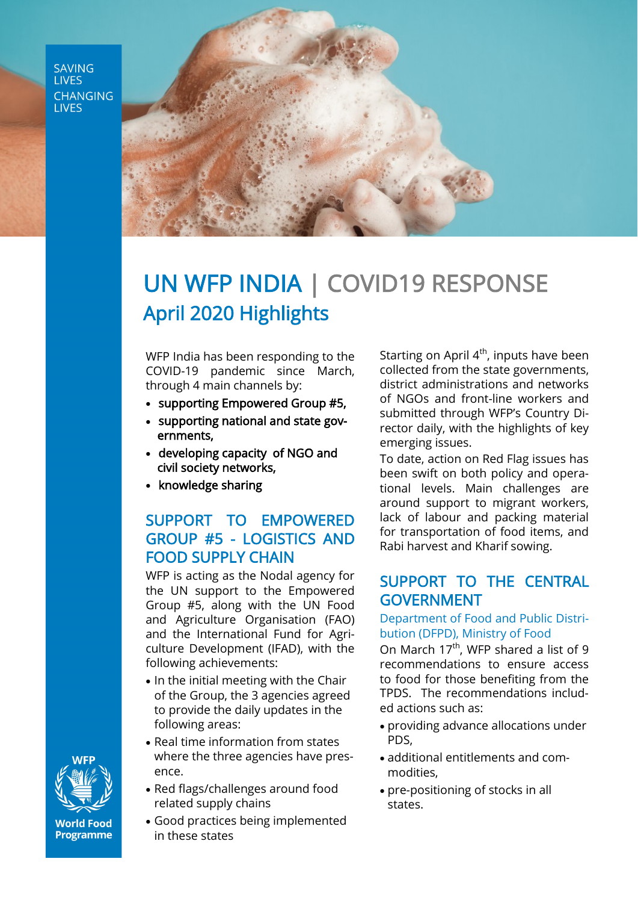SAVING LIVES CHANGING LIVES

# UN WFP INDIA | COVID19 RESPONSE

## April 2020 Highlights

WFP India has been responding to the COVID-19 pandemic since March, through 4 main channels by:

- **supporting Empowered Group #5,**
- **supporting national and state governments,**
- **developing capacity of NGO and civil society networks,**
- **knowledge sharing**

### SUPPORT TO EMPOWERED GROUP #5 - LOGISTICS AND FOOD SUPPLY CHAIN

WFP is acting as the Nodal agency for the UN support to the Empowered Group #5, along with the UN Food and Agriculture Organisation (FAO) and the International Fund for Agriculture Development (IFAD), with the following achievements:

- In the initial meeting with the Chair of the Group, the 3 agencies agreed to provide the daily updates in the following areas:
- Real time information from states where the three agencies have presence.
- Red flags/challenges around food related supply chains
- Good practices being implemented in these states

Starting on April 4th, inputs have been collected from the state governments, district administrations and networks of NGOs and front-line workers and submitted through WFP's Country Director daily, with the highlights of key emerging issues.

To date, action on Red Flag issues has been swift on both policy and operational levels. Main challenges are around support to migrant workers, lack of labour and packing material for transportation of food items, and Rabi harvest and Kharif sowing.

### SUPPORT TO THE CENTRAL GOVERNMENT

#### Department of Food and Public Distribution (DFPD), Ministry of Food

On March 17th, WFP shared a list of 9 recommendations to ensure access to food for those benefiting from the TPDS. The recommendations included actions such as:

- providing advance allocations under PDS,
- additional entitlements and commodities,
- pre-positioning of stocks in all states.

WFP
World Food Programme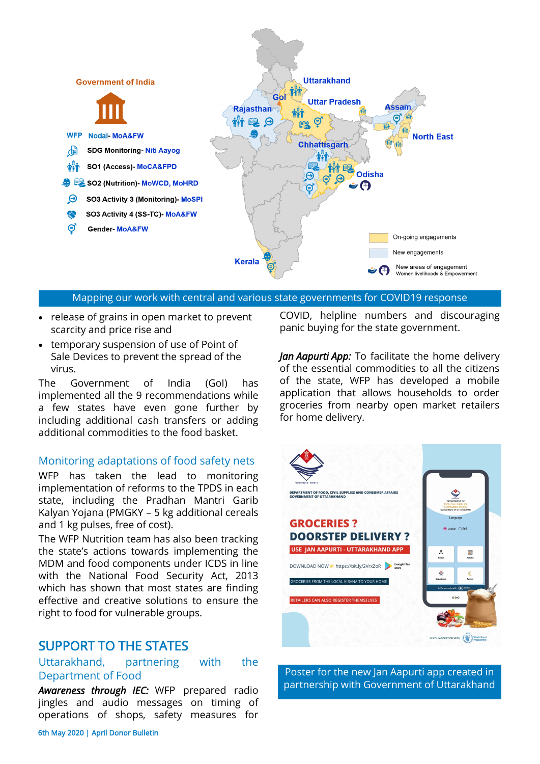Mapping our work with central and various state governments for COVID19 response

- release of grains in open market to prevent scarcity and price rise and
- temporary suspension of use of Point of Sale Devices to prevent the spread of the virus.

The Government of India (GoI) has implemented all the 9 recommendations while a few states have even gone further by including additional cash transfers or adding additional commodities to the food basket.

### Monitoring adaptations of food safety nets

WFP has taken the lead to monitoring implementation of reforms to the TPDS in each state, including the Pradhan Mantri Garib Kalyan Yojana (PMGKY – 5 kg additional cereals and 1 kg pulses, free of cost).

The WFP Nutrition team has also been tracking the state's actions towards implementing the MDM and food components under ICDS in line with the National Food Security Act, 2013 which has shown that most states are finding effective and creative solutions to ensure the right to food for vulnerable groups.

## SUPPORT TO THE STATES

### Uttarakhand, partnering with the Department of Food

***Awareness through IEC:*** WFP prepared radio jingles and audio messages on timing of operations of shops, safety measures for COVID, helpline numbers and discouraging panic buying for the state government.

***Jan Aapurti App:*** To facilitate the home delivery of the essential commodities to all the citizens of the state, WFP has developed a mobile application that allows households to order groceries from nearby open market retailers for home delivery.

Poster for the new Jan Aapurti app created in partnership with Government of Uttarakhand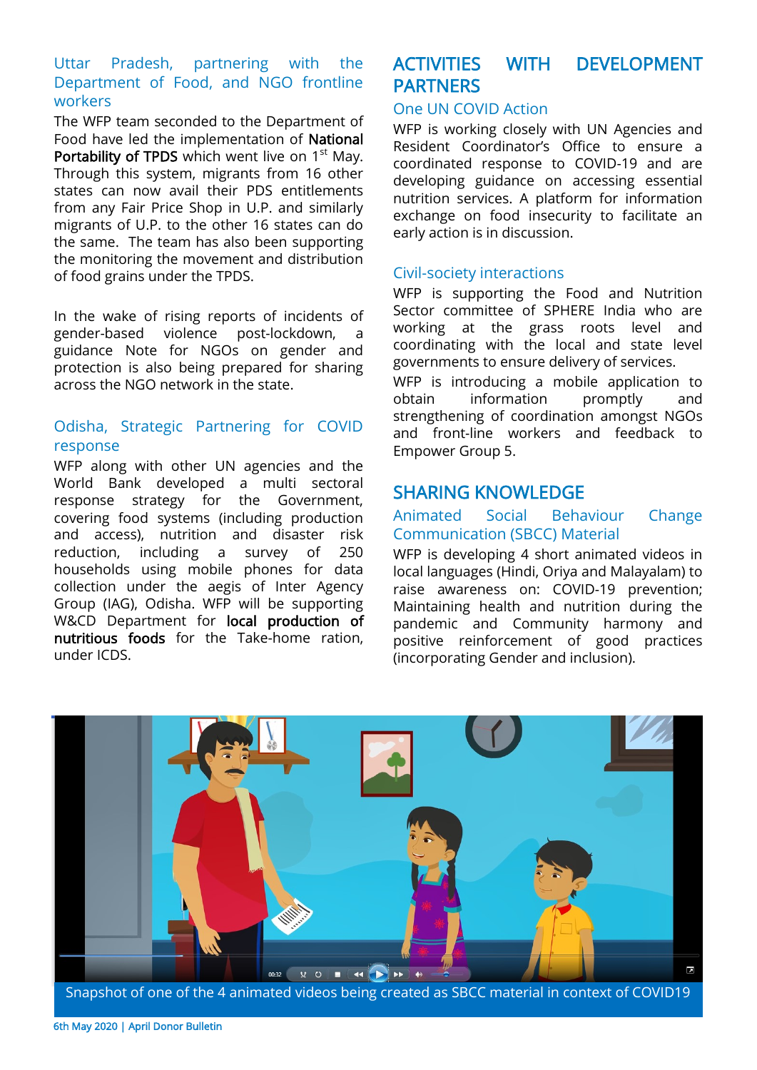### Uttar Pradesh, partnering with the Department of Food, and NGO frontline workers

The WFP team seconded to the Department of Food have led the implementation of **National Portability of TPDS** which went live on 1st May. Through this system, migrants from 16 other states can now avail their PDS entitlements from any Fair Price Shop in U.P. and similarly migrants of U.P. to the other 16 states can do the same. The team has also been supporting the monitoring the movement and distribution of food grains under the TPDS.

In the wake of rising reports of incidents of gender-based violence post-lockdown, a guidance Note for NGOs on gender and protection is also being prepared for sharing across the NGO network in the state.

### Odisha, Strategic Partnering for COVID response

WFP along with other UN agencies and the World Bank developed a multi sectoral response strategy for the Government, covering food systems (including production and access), nutrition and disaster risk reduction, including a survey of 250 households using mobile phones for data collection under the aegis of Inter Agency Group (IAG), Odisha. WFP will be supporting W&CD Department for **local production of nutritious foods** for the Take-home ration, under ICDS.

## ACTIVITIES WITH DEVELOPMENT PARTNERS

### One UN COVID Action

WFP is working closely with UN Agencies and Resident Coordinator's Office to ensure a coordinated response to COVID-19 and are developing guidance on accessing essential nutrition services. A platform for information exchange on food insecurity to facilitate an early action is in discussion.

### Civil-society interactions

WFP is supporting the Food and Nutrition Sector committee of SPHERE India who are working at the grass roots level and coordinating with the local and state level governments to ensure delivery of services.

WFP is introducing a mobile application to obtain information promptly and strengthening of coordination amongst NGOs and front-line workers and feedback to Empower Group 5.

## SHARING KNOWLEDGE

### Animated Social Behaviour Change Communication (SBCC) Material

WFP is developing 4 short animated videos in local languages (Hindi, Oriya and Malayalam) to raise awareness on: COVID-19 prevention; Maintaining health and nutrition during the pandemic and Community harmony and positive reinforcement of good practices (incorporating Gender and inclusion).

Snapshot of one of the 4 animated videos being created as SBCC material in context of COVID19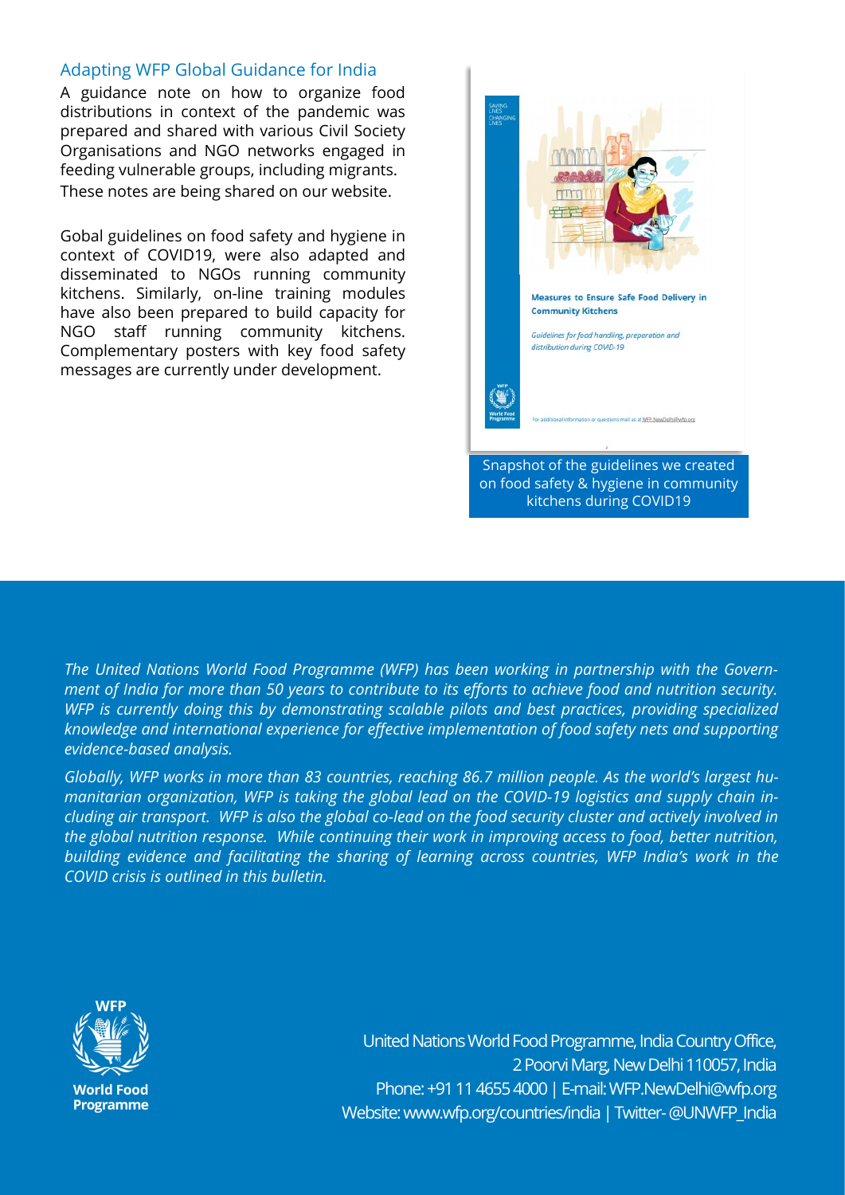## Adapting WFP Global Guidance for India

A guidance note on how to organize food distributions in context of the pandemic was prepared and shared with various Civil Society Organisations and NGO networks engaged in feeding vulnerable groups, including migrants. These notes are being shared on our website.

Gobal guidelines on food safety and hygiene in context of COVID19, were also adapted and disseminated to NGOs running community kitchens. Similarly, on-line training modules have also been prepared to build capacity for NGO staff running community kitchens. Complementary posters with key food safety messages are currently under development.

SAVING LIVES CHANGING LIVES

**Measures to Ensure Safe Food Delivery in Community Kitchens**

*Guidelines for food handling, preparation and distribution during COVID-19*

For additional information or questions mail us at WFP.NewDelhi@wfp.org

Snapshot of the guidelines we created on food safety & hygiene in community kitchens during COVID19

*The United Nations World Food Programme (WFP) has been working in partnership with the Government of India for more than 50 years to contribute to its efforts to achieve food and nutrition security. WFP is currently doing this by demonstrating scalable pilots and best practices, providing specialized knowledge and international experience for effective implementation of food safety nets and supporting evidence-based analysis.*

*Globally, WFP works in more than 83 countries, reaching 86.7 million people. As the world's largest humanitarian organization, WFP is taking the global lead on the COVID-19 logistics and supply chain including air transport. WFP is also the global co-lead on the food security cluster and actively involved in the global nutrition response. While continuing their work in improving access to food, better nutrition, building evidence and facilitating the sharing of learning across countries, WFP India's work in the COVID crisis is outlined in this bulletin.*

WFP World Food Programme

United Nations World Food Programme, India Country Office,
2 Poorvi Marg, New Delhi 110057, India
Phone: +91 11 4655 4000 | E-mail: WFP.NewDelhi@wfp.org
Website: www.wfp.org/countries/india | Twitter- @UNWFP_India